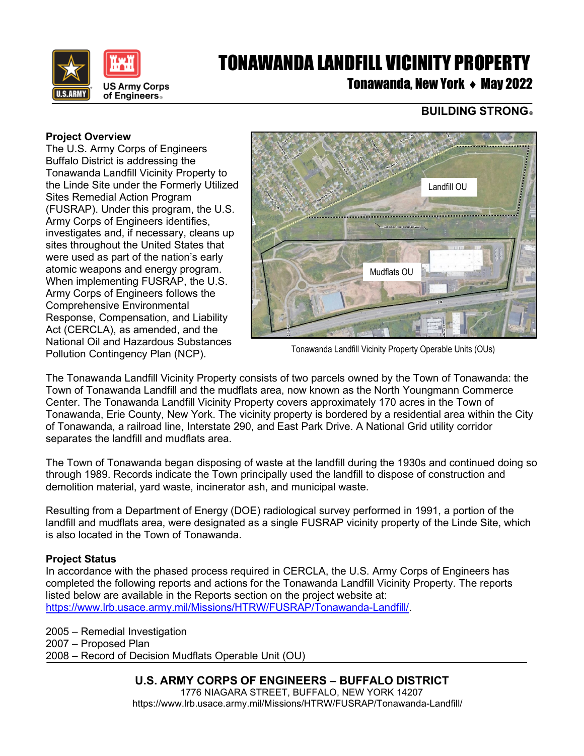# TONAWANDA LANDFILL VICINITY PROPERTY

## Tonawanda, New York ♦ May 2022

**BUILDING STRONG®**

### Project Overview

The U.S. Army Corps of Engineers Buffalo District is addressing the Tonawanda Landfill Vicinity Property to the Linde Site under the Formerly Utilized Sites Remedial Action Program (FUSRAP). Under this program, the U.S. Army Corps of Engineers identifies, investigates and, if necessary, cleans up sites throughout the United States that were used as part of the nation's early atomic weapons and energy program. When implementing FUSRAP, the U.S. Army Corps of Engineers follows the Comprehensive Environmental Response, Compensation, and Liability Act (CERCLA), as amended, and the National Oil and Hazardous Substances Pollution Contingency Plan (NCP).

Tonawanda Landfill Vicinity Property Operable Units (OUs)

The Tonawanda Landfill Vicinity Property consists of two parcels owned by the Town of Tonawanda: the Town of Tonawanda Landfill and the mudflats area, now known as the North Youngmann Commerce Center. The Tonawanda Landfill Vicinity Property covers approximately 170 acres in the Town of Tonawanda, Erie County, New York. The vicinity property is bordered by a residential area within the City of Tonawanda, a railroad line, Interstate 290, and East Park Drive. A National Grid utility corridor separates the landfill and mudflats area.

The Town of Tonawanda began disposing of waste at the landfill during the 1930s and continued doing so through 1989. Records indicate the Town principally used the landfill to dispose of construction and demolition material, yard waste, incinerator ash, and municipal waste.

Resulting from a Department of Energy (DOE) radiological survey performed in 1991, a portion of the landfill and mudflats area, were designated as a single FUSRAP vicinity property of the Linde Site, which is also located in the Town of Tonawanda.

### Project Status

In accordance with the phased process required in CERCLA, the U.S. Army Corps of Engineers has completed the following reports and actions for the Tonawanda Landfill Vicinity Property. The reports listed below are available in the Reports section on the project website at: https://www.lrb.usace.army.mil/Missions/HTRW/FUSRAP/Tonawanda-Landfill/.

2005 – Remedial Investigation
2007 – Proposed Plan
2008 – Record of Decision Mudflats Operable Unit (OU)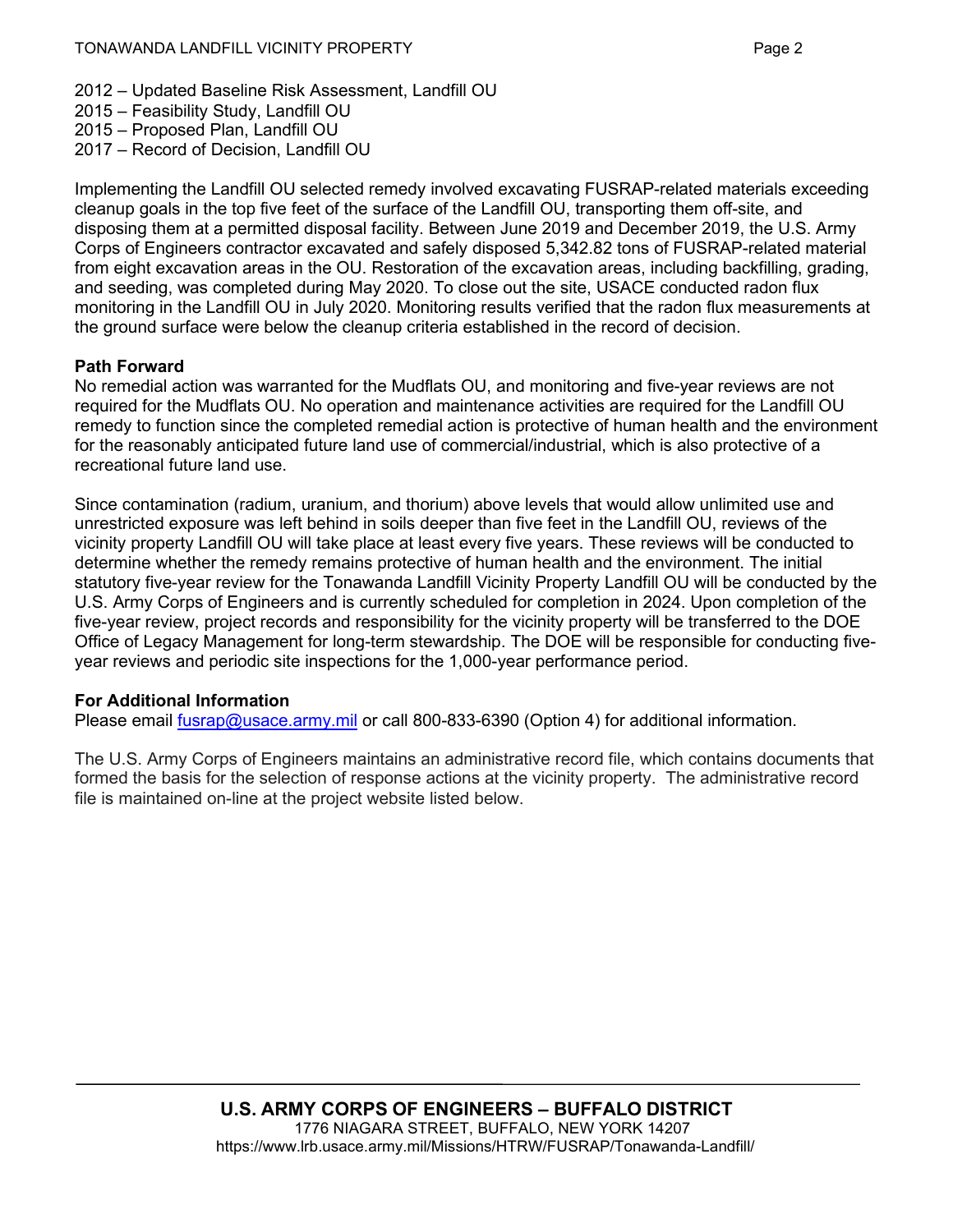2012 – Updated Baseline Risk Assessment, Landfill OU
2015 – Feasibility Study, Landfill OU
2015 – Proposed Plan, Landfill OU
2017 – Record of Decision, Landfill OU

Implementing the Landfill OU selected remedy involved excavating FUSRAP-related materials exceeding cleanup goals in the top five feet of the surface of the Landfill OU, transporting them off-site, and disposing them at a permitted disposal facility. Between June 2019 and December 2019, the U.S. Army Corps of Engineers contractor excavated and safely disposed 5,342.82 tons of FUSRAP-related material from eight excavation areas in the OU. Restoration of the excavation areas, including backfilling, grading, and seeding, was completed during May 2020. To close out the site, USACE conducted radon flux monitoring in the Landfill OU in July 2020. Monitoring results verified that the radon flux measurements at the ground surface were below the cleanup criteria established in the record of decision.

**Path Forward**

No remedial action was warranted for the Mudflats OU, and monitoring and five-year reviews are not required for the Mudflats OU. No operation and maintenance activities are required for the Landfill OU remedy to function since the completed remedial action is protective of human health and the environment for the reasonably anticipated future land use of commercial/industrial, which is also protective of a recreational future land use.

Since contamination (radium, uranium, and thorium) above levels that would allow unlimited use and unrestricted exposure was left behind in soils deeper than five feet in the Landfill OU, reviews of the vicinity property Landfill OU will take place at least every five years. These reviews will be conducted to determine whether the remedy remains protective of human health and the environment. The initial statutory five-year review for the Tonawanda Landfill Vicinity Property Landfill OU will be conducted by the U.S. Army Corps of Engineers and is currently scheduled for completion in 2024. Upon completion of the five-year review, project records and responsibility for the vicinity property will be transferred to the DOE Office of Legacy Management for long-term stewardship. The DOE will be responsible for conducting five-year reviews and periodic site inspections for the 1,000-year performance period.

**For Additional Information**

Please email fusrap@usace.army.mil or call 800-833-6390 (Option 4) for additional information.

The U.S. Army Corps of Engineers maintains an administrative record file, which contains documents that formed the basis for the selection of response actions at the vicinity property. The administrative record file is maintained on-line at the project website listed below.

**U.S. ARMY CORPS OF ENGINEERS – BUFFALO DISTRICT**
1776 NIAGARA STREET, BUFFALO, NEW YORK 14207
https://www.lrb.usace.army.mil/Missions/HTRW/FUSRAP/Tonawanda-Landfill/